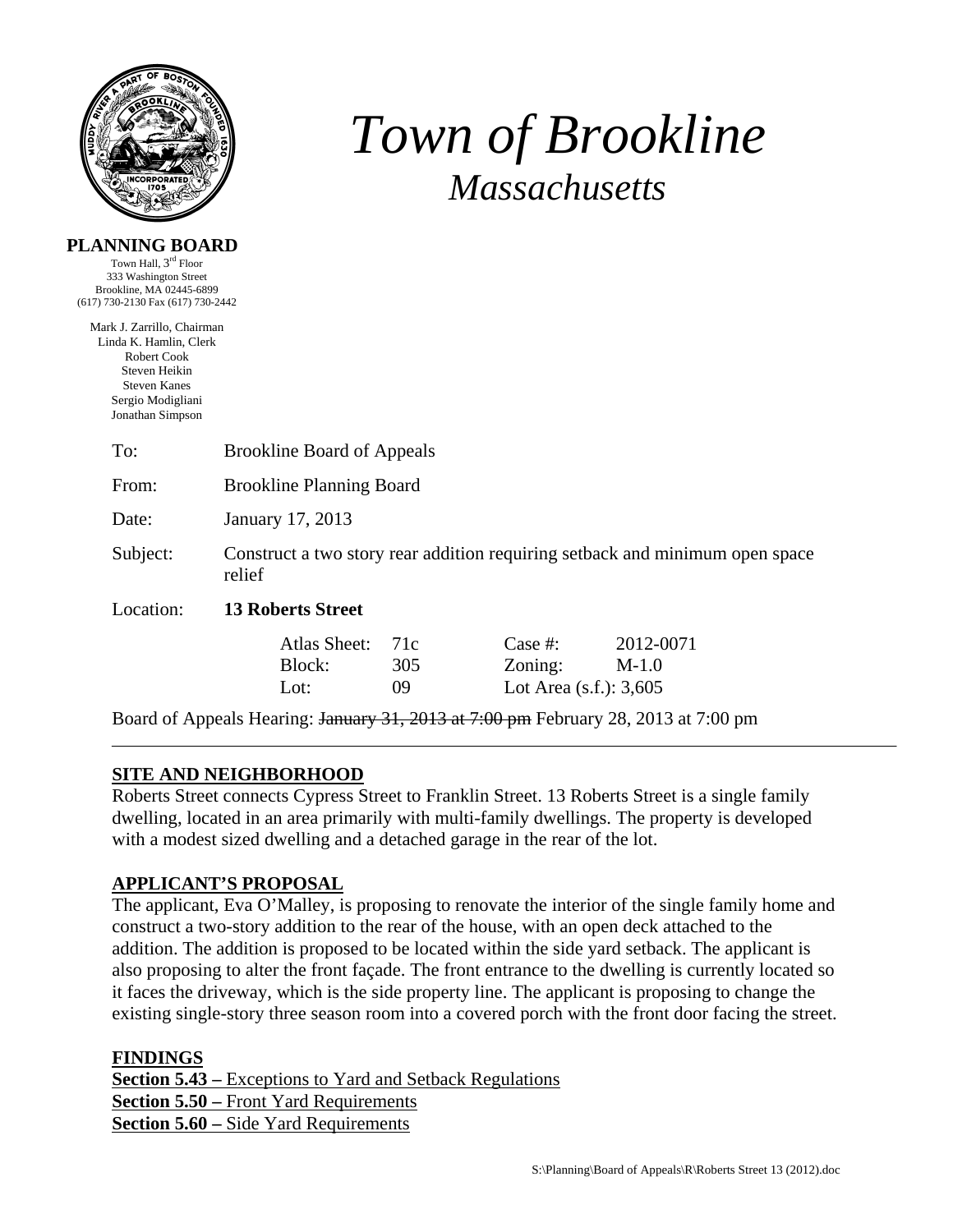# *Town of Brookline*

## *Massachusetts*

**PLANNING BOARD**

Town Hall, 3rd Floor
333 Washington Street
Brookline, MA 02445-6899
(617) 730-2130 Fax (617) 730-2442

Mark J. Zarrillo, Chairman
Linda K. Hamlin, Clerk
Robert Cook
Steven Heikin
Steven Kanes
Sergio Modigliani
Jonathan Simpson

To: Brookline Board of Appeals

From: Brookline Planning Board

Date: January 17, 2013

Subject: Construct a two story rear addition requiring setback and minimum open space relief

Location: **13 Roberts Street**

| | | | |
|---|---|---|---|
| Atlas Sheet: | 71c | Case #: | 2012-0071 |
| Block: | 305 | Zoning: | M-1.0 |
| Lot: | 09 | Lot Area (s.f.): | 3,605 |

Board of Appeals Hearing: ~~January 31, 2013 at 7:00 pm~~ February 28, 2013 at 7:00 pm

---

**SITE AND NEIGHBORHOOD**

Roberts Street connects Cypress Street to Franklin Street. 13 Roberts Street is a single family dwelling, located in an area primarily with multi-family dwellings. The property is developed with a modest sized dwelling and a detached garage in the rear of the lot.

**APPLICANT'S PROPOSAL**

The applicant, Eva O'Malley, is proposing to renovate the interior of the single family home and construct a two-story addition to the rear of the house, with an open deck attached to the addition. The addition is proposed to be located within the side yard setback. The applicant is also proposing to alter the front façade. The front entrance to the dwelling is currently located so it faces the driveway, which is the side property line. The applicant is proposing to change the existing single-story three season room into a covered porch with the front door facing the street.

**FINDINGS**

**Section 5.43 –** Exceptions to Yard and Setback Regulations
**Section 5.50 –** Front Yard Requirements
**Section 5.60 –** Side Yard Requirements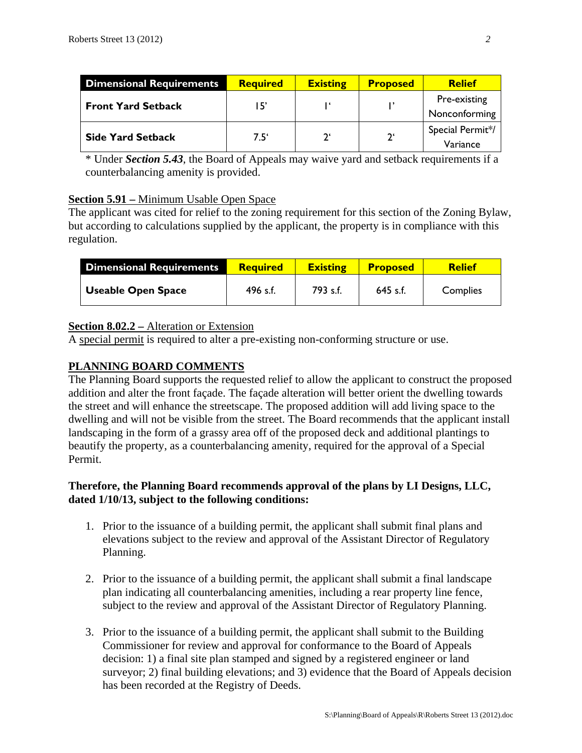| Dimensional Requirements | Required | Existing | Proposed | Relief |
|---|---|---|---|---|
| Front Yard Setback | 15' | 1' | 1' | Pre-existing Nonconforming |
| Side Yard Setback | 7.5' | 2' | 2' | Special Permit*/ Variance |

* Under ***Section 5.43***, the Board of Appeals may waive yard and setback requirements if a counterbalancing amenity is provided.

**Section 5.91 –** Minimum Usable Open Space
The applicant was cited for relief to the zoning requirement for this section of the Zoning Bylaw, but according to calculations supplied by the applicant, the property is in compliance with this regulation.

| Dimensional Requirements | Required | Existing | Proposed | Relief |
|---|---|---|---|---|
| Useable Open Space | 496 s.f. | 793 s.f. | 645 s.f. | Complies |

**Section 8.02.2 –** Alteration or Extension
A special permit is required to alter a pre-existing non-conforming structure or use.

## PLANNING BOARD COMMENTS

The Planning Board supports the requested relief to allow the applicant to construct the proposed addition and alter the front façade. The façade alteration will better orient the dwelling towards the street and will enhance the streetscape. The proposed addition will add living space to the dwelling and will not be visible from the street. The Board recommends that the applicant install landscaping in the form of a grassy area off of the proposed deck and additional plantings to beautify the property, as a counterbalancing amenity, required for the approval of a Special Permit.

**Therefore, the Planning Board recommends approval of the plans by LI Designs, LLC, dated 1/10/13, subject to the following conditions:**

1. Prior to the issuance of a building permit, the applicant shall submit final plans and elevations subject to the review and approval of the Assistant Director of Regulatory Planning.

2. Prior to the issuance of a building permit, the applicant shall submit a final landscape plan indicating all counterbalancing amenities, including a rear property line fence, subject to the review and approval of the Assistant Director of Regulatory Planning.

3. Prior to the issuance of a building permit, the applicant shall submit to the Building Commissioner for review and approval for conformance to the Board of Appeals decision: 1) a final site plan stamped and signed by a registered engineer or land surveyor; 2) final building elevations; and 3) evidence that the Board of Appeals decision has been recorded at the Registry of Deeds.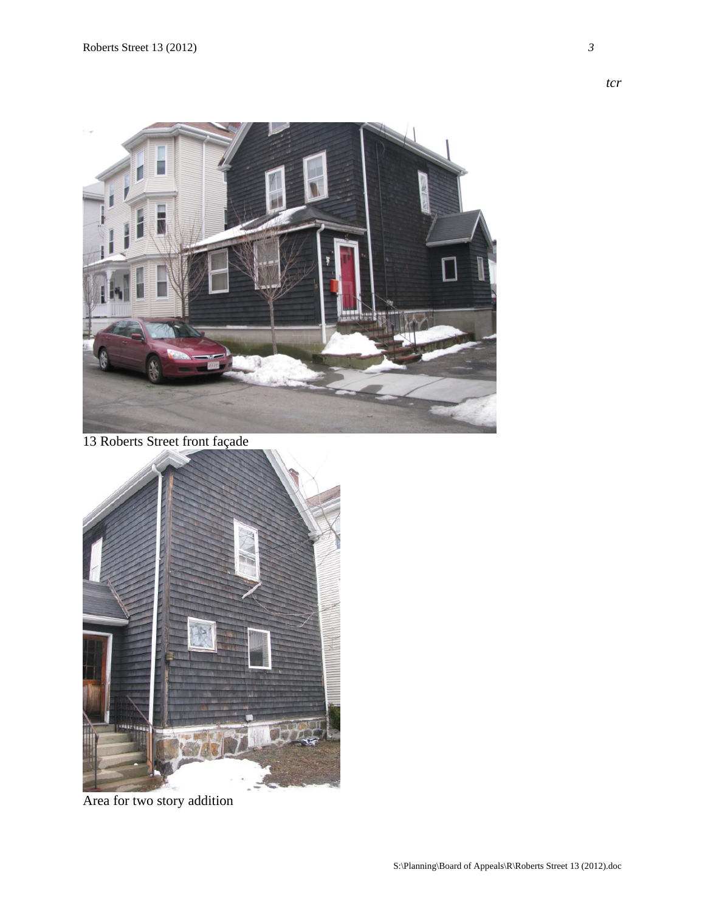13 Roberts Street front façade

Area for two story addition